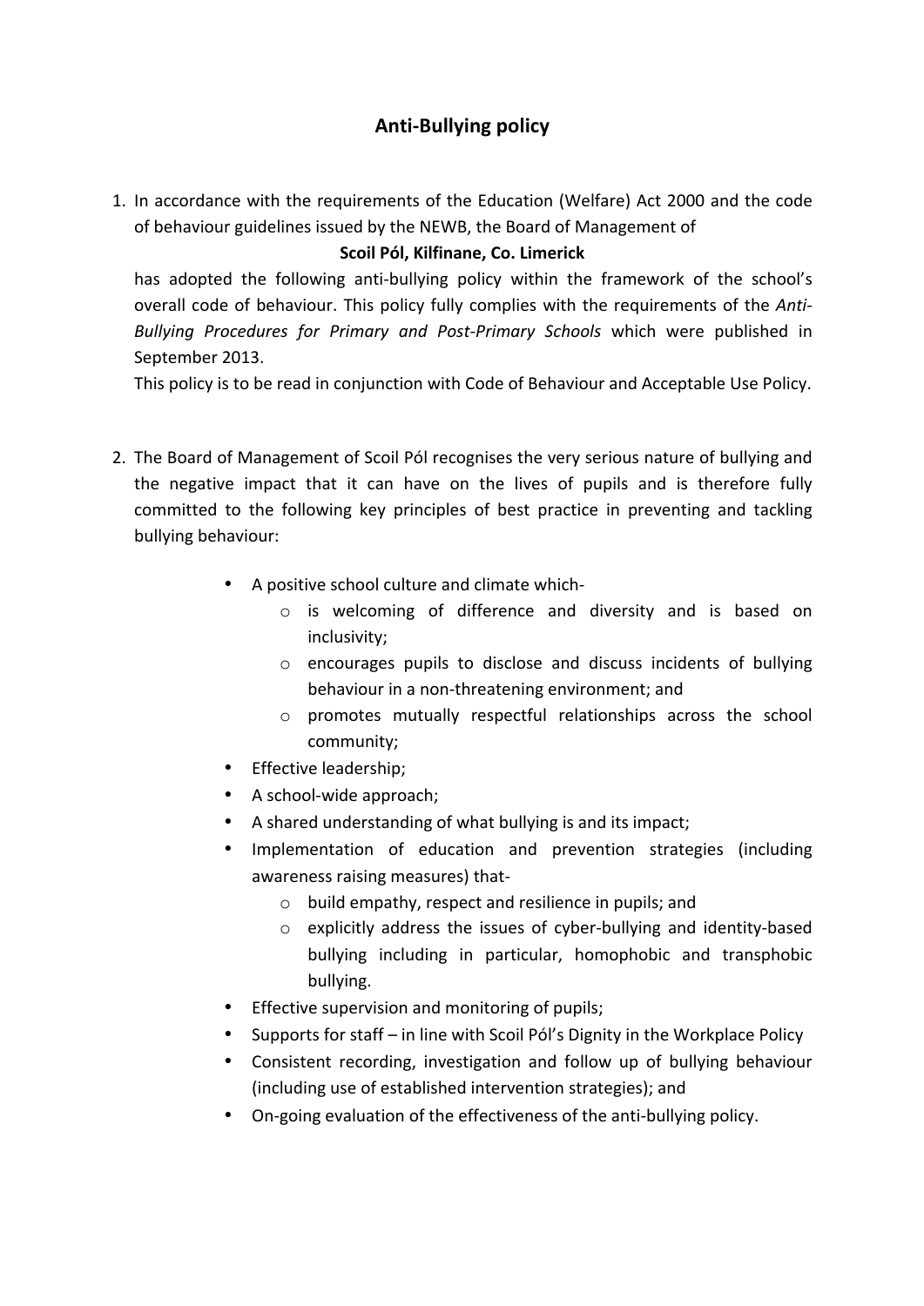# Anti-Bullying policy

1. In accordance with the requirements of the Education (Welfare) Act 2000 and the code of behaviour guidelines issued by the NEWB, the Board of Management of

   **Scoil Pól, Kilfinane, Co. Limerick**

   has adopted the following anti-bullying policy within the framework of the school's overall code of behaviour. This policy fully complies with the requirements of the *Anti-Bullying Procedures for Primary and Post-Primary Schools* which were published in September 2013.

   This policy is to be read in conjunction with Code of Behaviour and Acceptable Use Policy.

2. The Board of Management of Scoil Pól recognises the very serious nature of bullying and the negative impact that it can have on the lives of pupils and is therefore fully committed to the following key principles of best practice in preventing and tackling bullying behaviour:

   - A positive school culture and climate which-
     - is welcoming of difference and diversity and is based on inclusivity;
     - encourages pupils to disclose and discuss incidents of bullying behaviour in a non-threatening environment; and
     - promotes mutually respectful relationships across the school community;
   - Effective leadership;
   - A school-wide approach;
   - A shared understanding of what bullying is and its impact;
   - Implementation of education and prevention strategies (including awareness raising measures) that-
     - build empathy, respect and resilience in pupils; and
     - explicitly address the issues of cyber-bullying and identity-based bullying including in particular, homophobic and transphobic bullying.
   - Effective supervision and monitoring of pupils;
   - Supports for staff – in line with Scoil Pól's Dignity in the Workplace Policy
   - Consistent recording, investigation and follow up of bullying behaviour (including use of established intervention strategies); and
   - On-going evaluation of the effectiveness of the anti-bullying policy.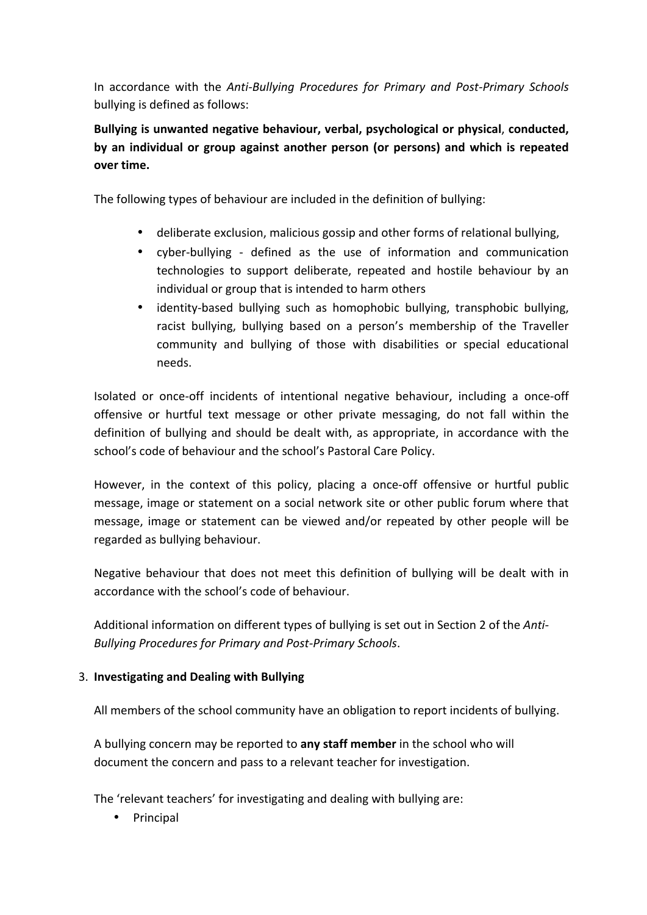In accordance with the *Anti-Bullying Procedures for Primary and Post-Primary Schools* bullying is defined as follows:

**Bullying is unwanted negative behaviour, verbal, psychological or physical, conducted, by an individual or group against another person (or persons) and which is repeated over time.**

The following types of behaviour are included in the definition of bullying:

- deliberate exclusion, malicious gossip and other forms of relational bullying,
- cyber-bullying - defined as the use of information and communication technologies to support deliberate, repeated and hostile behaviour by an individual or group that is intended to harm others
- identity-based bullying such as homophobic bullying, transphobic bullying, racist bullying, bullying based on a person's membership of the Traveller community and bullying of those with disabilities or special educational needs.

Isolated or once-off incidents of intentional negative behaviour, including a once-off offensive or hurtful text message or other private messaging, do not fall within the definition of bullying and should be dealt with, as appropriate, in accordance with the school's code of behaviour and the school's Pastoral Care Policy.

However, in the context of this policy, placing a once-off offensive or hurtful public message, image or statement on a social network site or other public forum where that message, image or statement can be viewed and/or repeated by other people will be regarded as bullying behaviour.

Negative behaviour that does not meet this definition of bullying will be dealt with in accordance with the school's code of behaviour.

Additional information on different types of bullying is set out in Section 2 of the *Anti-Bullying Procedures for Primary and Post-Primary Schools*.

3. **Investigating and Dealing with Bullying**

All members of the school community have an obligation to report incidents of bullying.

A bullying concern may be reported to **any staff member** in the school who will document the concern and pass to a relevant teacher for investigation.

The 'relevant teachers' for investigating and dealing with bullying are:

- Principal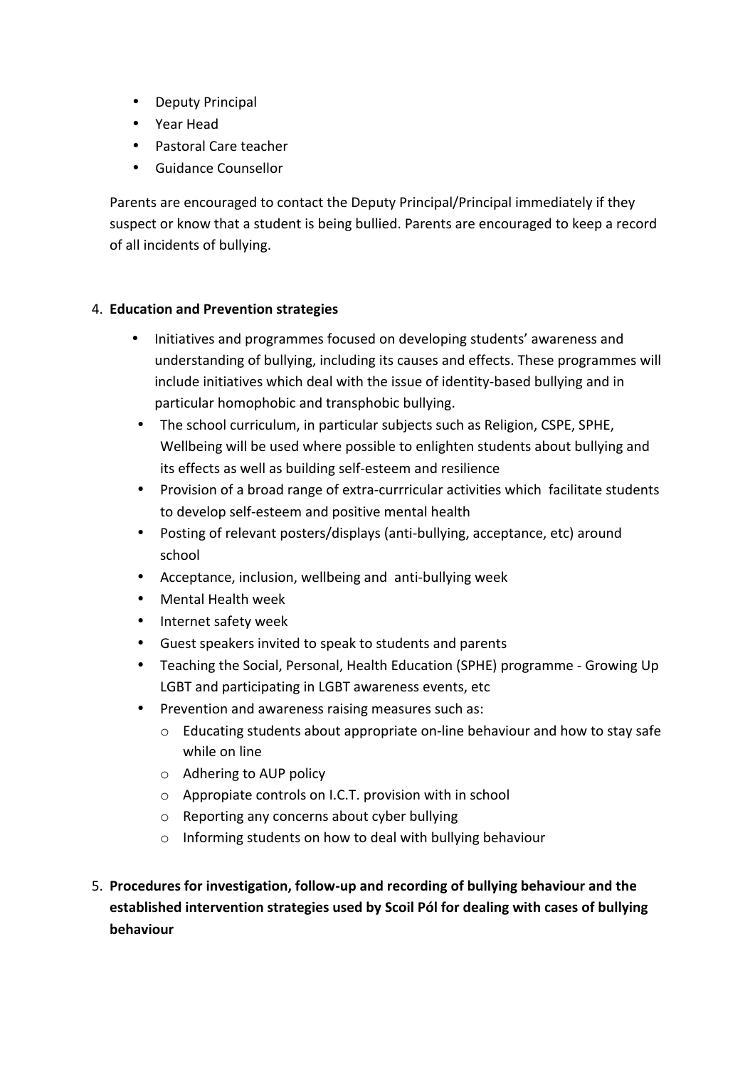- Deputy Principal
- Year Head
- Pastoral Care teacher
- Guidance Counsellor

Parents are encouraged to contact the Deputy Principal/Principal immediately if they suspect or know that a student is being bullied. Parents are encouraged to keep a record of all incidents of bullying.

4. **Education and Prevention strategies**

- Initiatives and programmes focused on developing students' awareness and understanding of bullying, including its causes and effects. These programmes will include initiatives which deal with the issue of identity-based bullying and in particular homophobic and transphobic bullying.
- The school curriculum, in particular subjects such as Religion, CSPE, SPHE, Wellbeing will be used where possible to enlighten students about bullying and its effects as well as building self-esteem and resilience
- Provision of a broad range of extra-currricular activities which facilitate students to develop self-esteem and positive mental health
- Posting of relevant posters/displays (anti-bullying, acceptance, etc) around school
- Acceptance, inclusion, wellbeing and anti-bullying week
- Mental Health week
- Internet safety week
- Guest speakers invited to speak to students and parents
- Teaching the Social, Personal, Health Education (SPHE) programme - Growing Up LGBT and participating in LGBT awareness events, etc
- Prevention and awareness raising measures such as:
  - Educating students about appropriate on-line behaviour and how to stay safe while on line
  - Adhering to AUP policy
  - Appropiate controls on I.C.T. provision with in school
  - Reporting any concerns about cyber bullying
  - Informing students on how to deal with bullying behaviour

5. **Procedures for investigation, follow-up and recording of bullying behaviour and the established intervention strategies used by Scoil Pól for dealing with cases of bullying behaviour**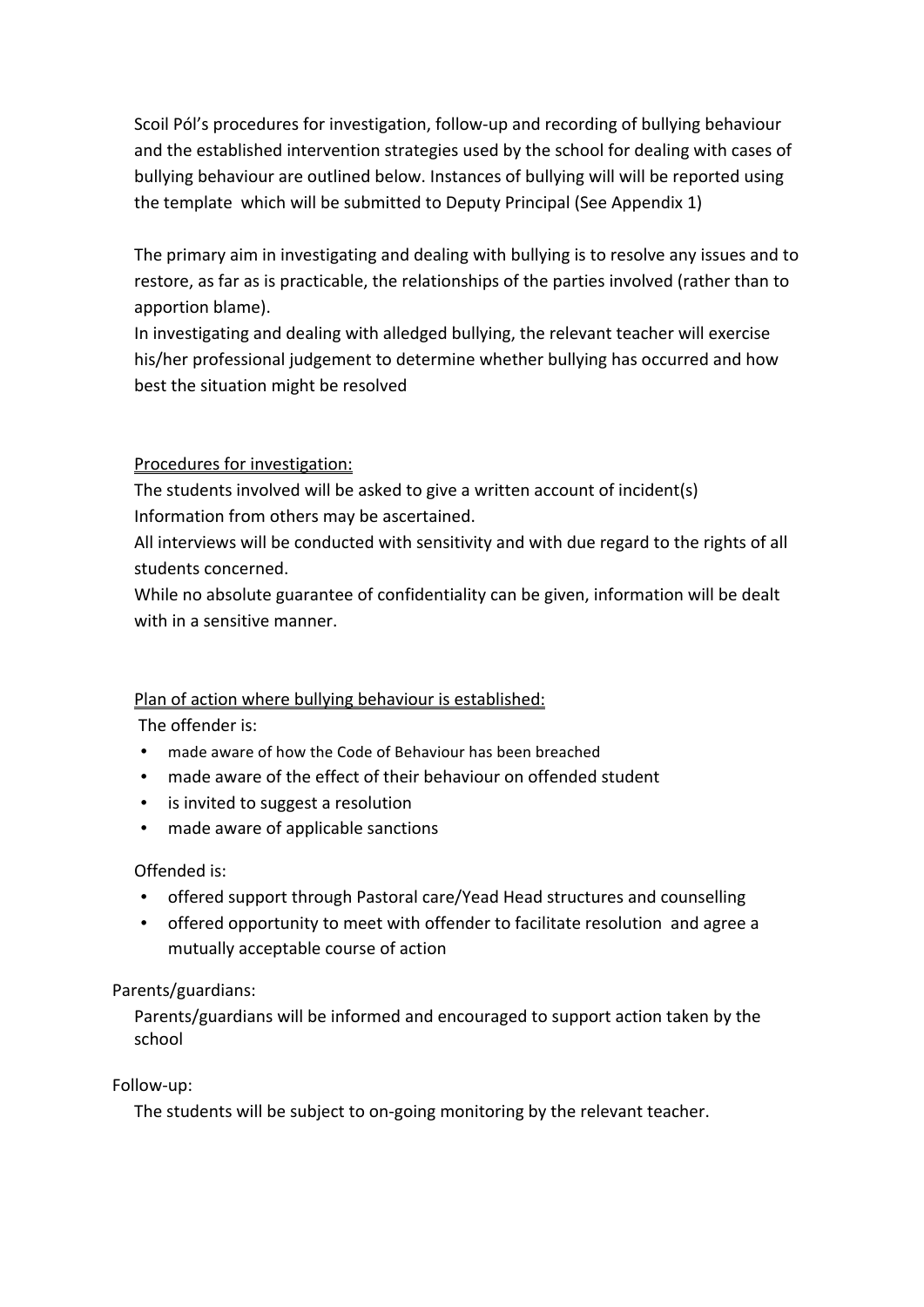Scoil Pól's procedures for investigation, follow-up and recording of bullying behaviour and the established intervention strategies used by the school for dealing with cases of bullying behaviour are outlined below. Instances of bullying will will be reported using the template which will be submitted to Deputy Principal (See Appendix 1)

The primary aim in investigating and dealing with bullying is to resolve any issues and to restore, as far as is practicable, the relationships of the parties involved (rather than to apportion blame).
In investigating and dealing with alleged bullying, the relevant teacher will exercise his/her professional judgement to determine whether bullying has occurred and how best the situation might be resolved

<u>Procedures for investigation:</u>
The students involved will be asked to give a written account of incident(s)
Information from others may be ascertained.
All interviews will be conducted with sensitivity and with due regard to the rights of all students concerned.
While no absolute guarantee of confidentiality can be given, information will be dealt with in a sensitive manner.

<u>Plan of action where bullying behaviour is established:</u>
The offender is:

- made aware of how the Code of Behaviour has been breached
- made aware of the effect of their behaviour on offended student
- is invited to suggest a resolution
- made aware of applicable sanctions

Offended is:

- offered support through Pastoral care/Yead Head structures and counselling
- offered opportunity to meet with offender to facilitate resolution and agree a mutually acceptable course of action

Parents/guardians:

Parents/guardians will be informed and encouraged to support action taken by the school

Follow-up:

The students will be subject to on-going monitoring by the relevant teacher.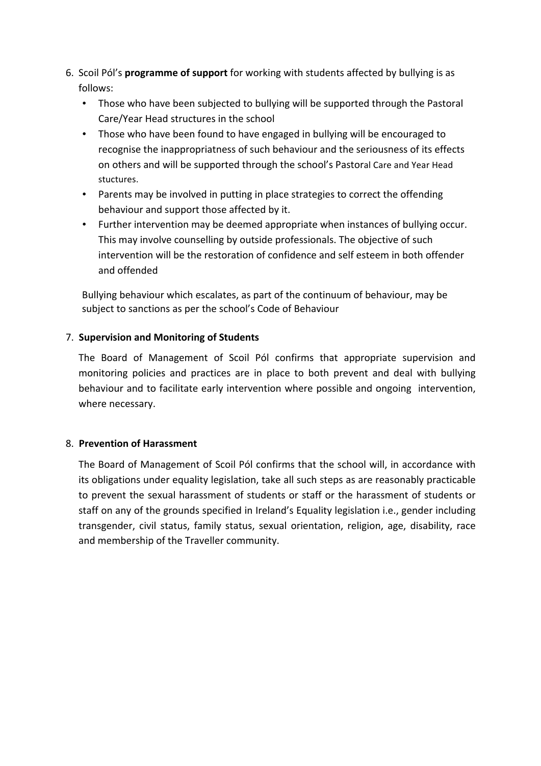6. Scoil Pól's **programme of support** for working with students affected by bullying is as follows:
   - Those who have been subjected to bullying will be supported through the Pastoral Care/Year Head structures in the school
   - Those who have been found to have engaged in bullying will be encouraged to recognise the inappropriatness of such behaviour and the seriousness of its effects on others and will be supported through the school's Pastoral Care and Year Head stuctures.
   - Parents may be involved in putting in place strategies to correct the offending behaviour and support those affected by it.
   - Further intervention may be deemed appropriate when instances of bullying occur. This may involve counselling by outside professionals. The objective of such intervention will be the restoration of confidence and self esteem in both offender and offended

   Bullying behaviour which escalates, as part of the continuum of behaviour, may be subject to sanctions as per the school's Code of Behaviour

7. **Supervision and Monitoring of Students**

   The Board of Management of Scoil Pól confirms that appropriate supervision and monitoring policies and practices are in place to both prevent and deal with bullying behaviour and to facilitate early intervention where possible and ongoing intervention, where necessary.

8. **Prevention of Harassment**

   The Board of Management of Scoil Pól confirms that the school will, in accordance with its obligations under equality legislation, take all such steps as are reasonably practicable to prevent the sexual harassment of students or staff or the harassment of students or staff on any of the grounds specified in Ireland's Equality legislation i.e., gender including transgender, civil status, family status, sexual orientation, religion, age, disability, race and membership of the Traveller community.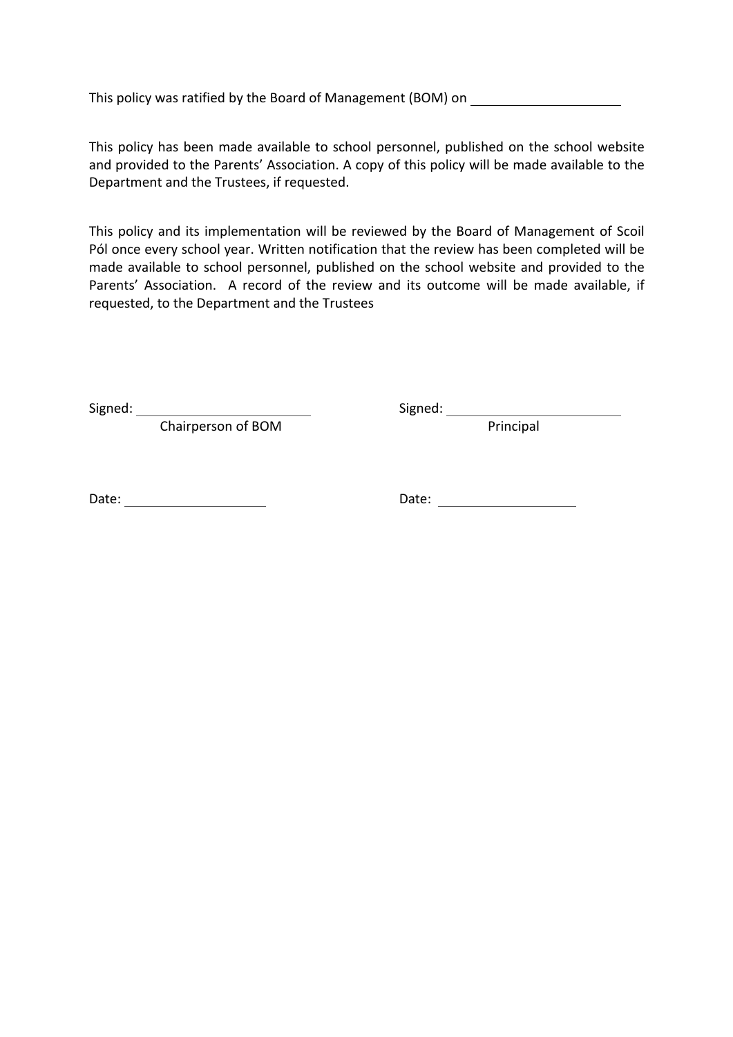This policy was ratified by the Board of Management (BOM) on \_\_\_\_\_\_\_\_\_\_\_\_\_\_\_\_\_\_\_\_

This policy has been made available to school personnel, published on the school website and provided to the Parents' Association. A copy of this policy will be made available to the Department and the Trustees, if requested.

This policy and its implementation will be reviewed by the Board of Management of Scoil Pól once every school year. Written notification that the review has been completed will be made available to school personnel, published on the school website and provided to the Parents' Association. A record of the review and its outcome will be made available, if requested, to the Department and the Trustees

Signed: \_\_\_\_\_\_\_\_\_\_\_\_\_\_\_\_\_\_\_\_\_\_\_\_
Chairperson of BOM

Signed: \_\_\_\_\_\_\_\_\_\_\_\_\_\_\_\_\_\_\_\_\_\_\_\_
Principal

Date: \_\_\_\_\_\_\_\_\_\_\_\_\_\_\_\_\_\_\_\_

Date: \_\_\_\_\_\_\_\_\_\_\_\_\_\_\_\_\_\_\_\_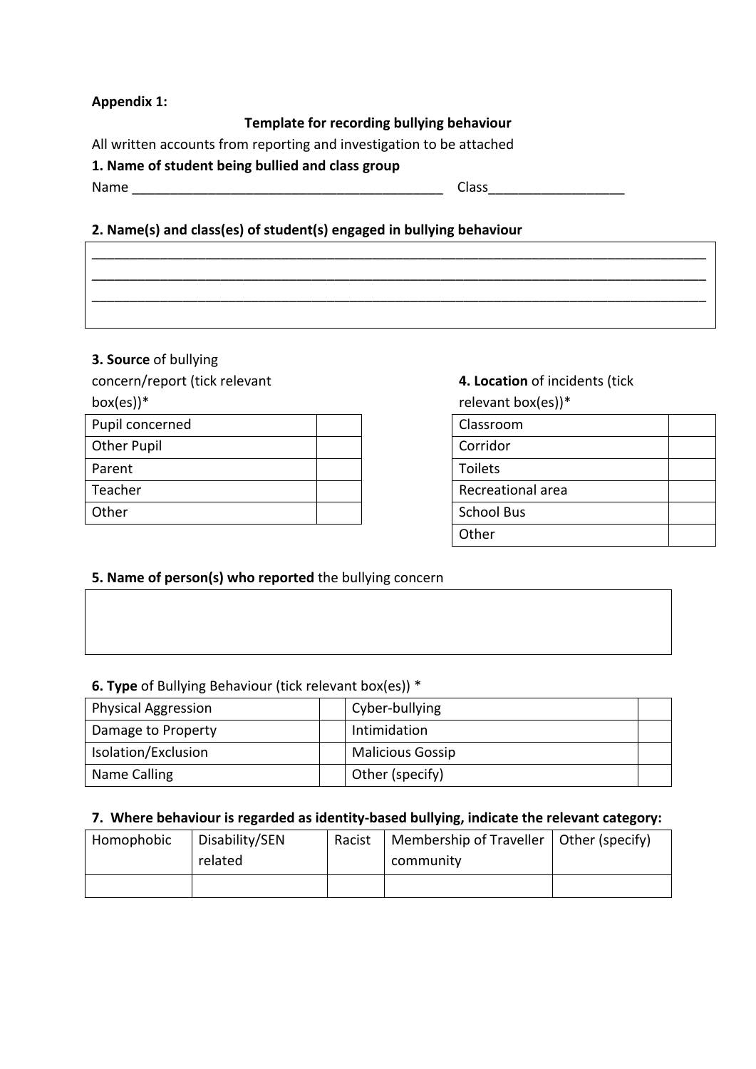**Appendix 1:**

**Template for recording bullying behaviour**

All written accounts from reporting and investigation to be attached

**1. Name of student being bullied and class group**

Name ___________________________________________ Class__________________

**2. Name(s) and class(es) of student(s) engaged in bullying behaviour**

_____________________________________________________________________________________

_____________________________________________________________________________________

_____________________________________________________________________________________

**3. Source** of bullying concern/report (tick relevant box(es))*

| Pupil concerned | |
|---|---|
| Other Pupil | |
| Parent | |
| Teacher | |
| Other | |

**4. Location** of incidents (tick relevant box(es))*

| Classroom | |
|---|---|
| Corridor | |
| Toilets | |
| Recreational area | |
| School Bus | |
| Other | |

**5. Name of person(s) who reported** the bullying concern

| |
|---|
| |

**6. Type** of Bullying Behaviour (tick relevant box(es)) *

| Physical Aggression | | Cyber-bullying | |
|---|---|---|---|
| Damage to Property | | Intimidation | |
| Isolation/Exclusion | | Malicious Gossip | |
| Name Calling | | Other (specify) | |

**7. Where behaviour is regarded as identity-based bullying, indicate the relevant category:**

| Homophobic | Disability/SEN related | Racist | Membership of Traveller community | Other (specify) |
|---|---|---|---|---|
| | | | | |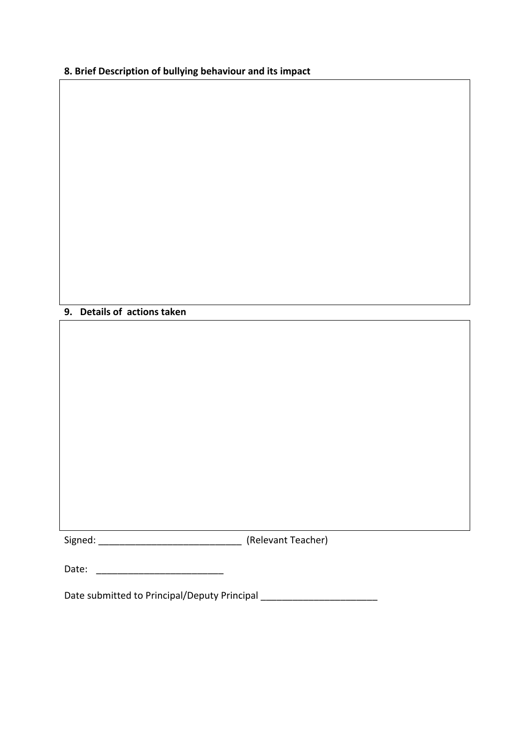**8. Brief Description of bullying behaviour and its impact**

| |
|---|
| |

**9. Details of actions taken**

| |
|---|
| |

Signed: ___________________________ (Relevant Teacher)

Date: ________________________

Date submitted to Principal/Deputy Principal ______________________